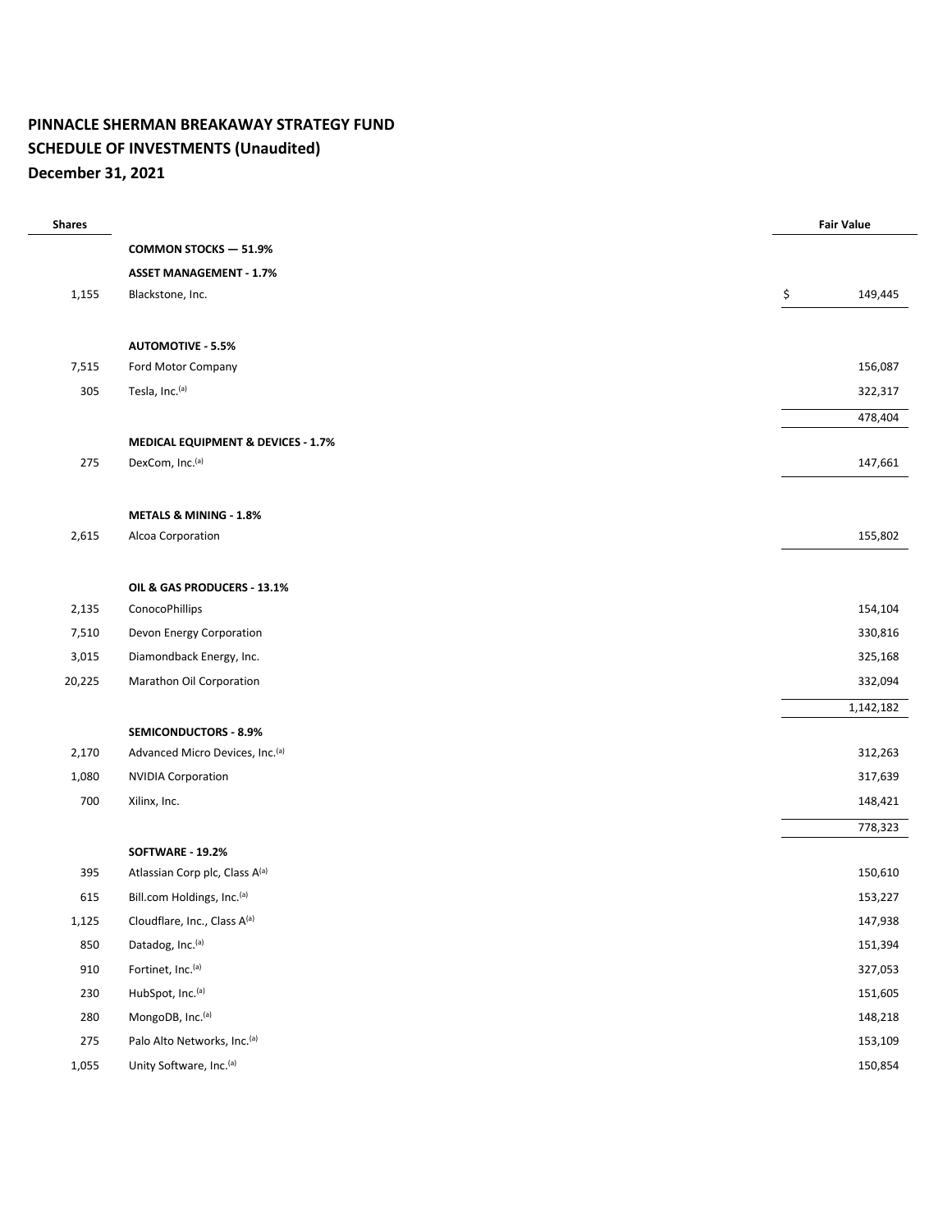**PINNACLE SHERMAN BREAKAWAY STRATEGY FUND**
**SCHEDULE OF INVESTMENTS (Unaudited)**
**December 31, 2021**

| Shares | | Fair Value |
|---|---|---|
| | **COMMON STOCKS — 51.9%** | |
| | **ASSET MANAGEMENT - 1.7%** | |
| 1,155 | Blackstone, Inc. | $ 149,445 |
| | | |
| | **AUTOMOTIVE - 5.5%** | |
| 7,515 | Ford Motor Company | 156,087 |
| 305 | Tesla, Inc.[(a)] | 322,317 |
| | | 478,404 |
| | **MEDICAL EQUIPMENT & DEVICES - 1.7%** | |
| 275 | DexCom, Inc.[(a)] | 147,661 |
| | | |
| | **METALS & MINING - 1.8%** | |
| 2,615 | Alcoa Corporation | 155,802 |
| | | |
| | **OIL & GAS PRODUCERS - 13.1%** | |
| 2,135 | ConocoPhillips | 154,104 |
| 7,510 | Devon Energy Corporation | 330,816 |
| 3,015 | Diamondback Energy, Inc. | 325,168 |
| 20,225 | Marathon Oil Corporation | 332,094 |
| | | 1,142,182 |
| | **SEMICONDUCTORS - 8.9%** | |
| 2,170 | Advanced Micro Devices, Inc.[(a)] | 312,263 |
| 1,080 | NVIDIA Corporation | 317,639 |
| 700 | Xilinx, Inc. | 148,421 |
| | | 778,323 |
| | **SOFTWARE - 19.2%** | |
| 395 | Atlassian Corp plc, Class A[(a)] | 150,610 |
| 615 | Bill.com Holdings, Inc.[(a)] | 153,227 |
| 1,125 | Cloudflare, Inc., Class A[(a)] | 147,938 |
| 850 | Datadog, Inc.[(a)] | 151,394 |
| 910 | Fortinet, Inc.[(a)] | 327,053 |
| 230 | HubSpot, Inc.[(a)] | 151,605 |
| 280 | MongoDB, Inc.[(a)] | 148,218 |
| 275 | Palo Alto Networks, Inc.[(a)] | 153,109 |
| 1,055 | Unity Software, Inc.[(a)] | 150,854 |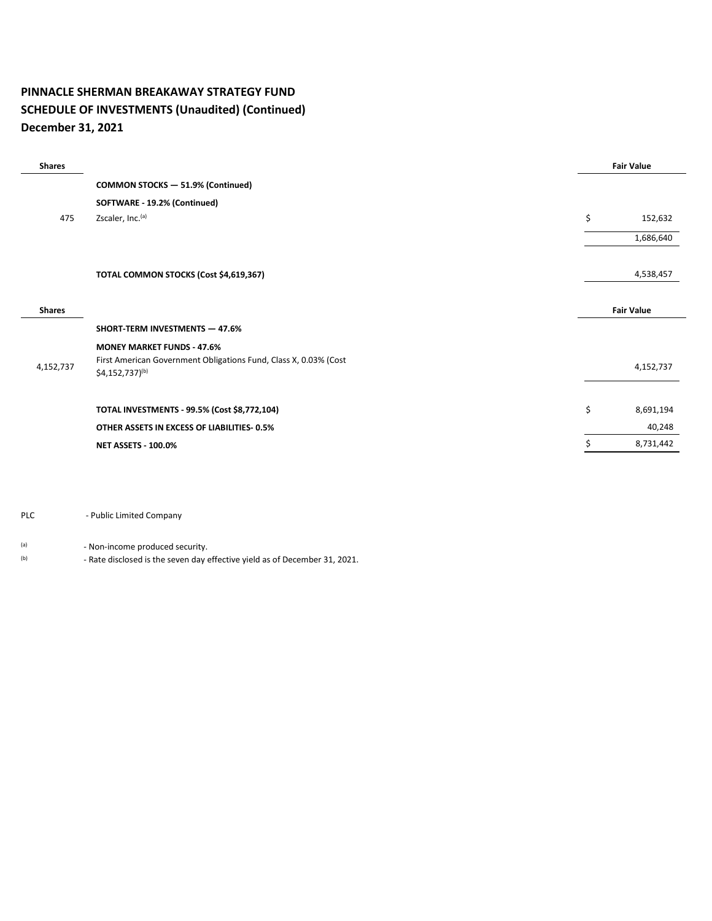**PINNACLE SHERMAN BREAKAWAY STRATEGY FUND**
**SCHEDULE OF INVESTMENTS (Unaudited) (Continued)**
**December 31, 2021**

| Shares | | Fair Value |
|---|---|---|
| | **COMMON STOCKS — 51.9% (Continued)** | |
| | **SOFTWARE - 19.2% (Continued)** | |
| 475 | Zscaler, Inc.[(a)] | $ 152,632 |
| | | 1,686,640 |
| | | |
| | **TOTAL COMMON STOCKS (Cost $4,619,367)** | 4,538,457 |

| Shares | | Fair Value |
|---|---|---|
| | **SHORT-TERM INVESTMENTS — 47.6%** | |
| | **MONEY MARKET FUNDS - 47.6%** | |
| 4,152,737 | First American Government Obligations Fund, Class X, 0.03% (Cost $4,152,737)[(b)] | 4,152,737 |
| | | |
| | **TOTAL INVESTMENTS - 99.5% (Cost $8,772,104)** | $ 8,691,194 |
| | **OTHER ASSETS IN EXCESS OF LIABILITIES- 0.5%** | 40,248 |
| | **NET ASSETS - 100.0%** | $ 8,731,442 |

PLC - Public Limited Company

(a) - Non-income produced security.
(b) - Rate disclosed is the seven day effective yield as of December 31, 2021.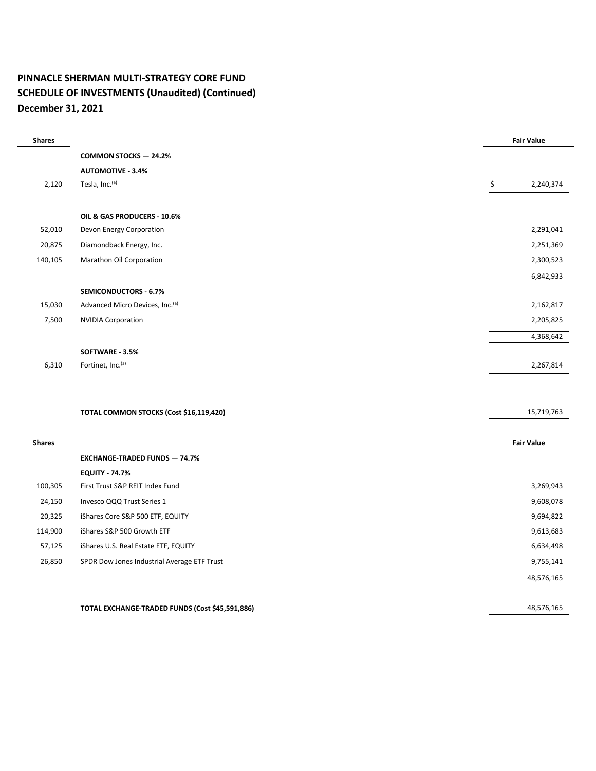**PINNACLE SHERMAN MULTI-STRATEGY CORE FUND**
**SCHEDULE OF INVESTMENTS (Unaudited) (Continued)**
**December 31, 2021**

| Shares | | Fair Value |
|---|---|---|
| | **COMMON STOCKS — 24.2%** | |
| | **AUTOMOTIVE - 3.4%** | |
| 2,120 | Tesla, Inc.[(a)] | $ 2,240,374 |
| | | |
| | **OIL & GAS PRODUCERS - 10.6%** | |
| 52,010 | Devon Energy Corporation | 2,291,041 |
| 20,875 | Diamondback Energy, Inc. | 2,251,369 |
| 140,105 | Marathon Oil Corporation | 2,300,523 |
| | | 6,842,933 |
| | **SEMICONDUCTORS - 6.7%** | |
| 15,030 | Advanced Micro Devices, Inc.[(a)] | 2,162,817 |
| 7,500 | NVIDIA Corporation | 2,205,825 |
| | | 4,368,642 |
| | **SOFTWARE - 3.5%** | |
| 6,310 | Fortinet, Inc.[(a)] | 2,267,814 |
| | | |
| | **TOTAL COMMON STOCKS (Cost $16,119,420)** | 15,719,763 |

| Shares | | Fair Value |
|---|---|---|
| | **EXCHANGE-TRADED FUNDS — 74.7%** | |
| | **EQUITY - 74.7%** | |
| 100,305 | First Trust S&P REIT Index Fund | 3,269,943 |
| 24,150 | Invesco QQQ Trust Series 1 | 9,608,078 |
| 20,325 | iShares Core S&P 500 ETF, EQUITY | 9,694,822 |
| 114,900 | iShares S&P 500 Growth ETF | 9,613,683 |
| 57,125 | iShares U.S. Real Estate ETF, EQUITY | 6,634,498 |
| 26,850 | SPDR Dow Jones Industrial Average ETF Trust | 9,755,141 |
| | | 48,576,165 |
| | | |
| | **TOTAL EXCHANGE-TRADED FUNDS (Cost $45,591,886)** | 48,576,165 |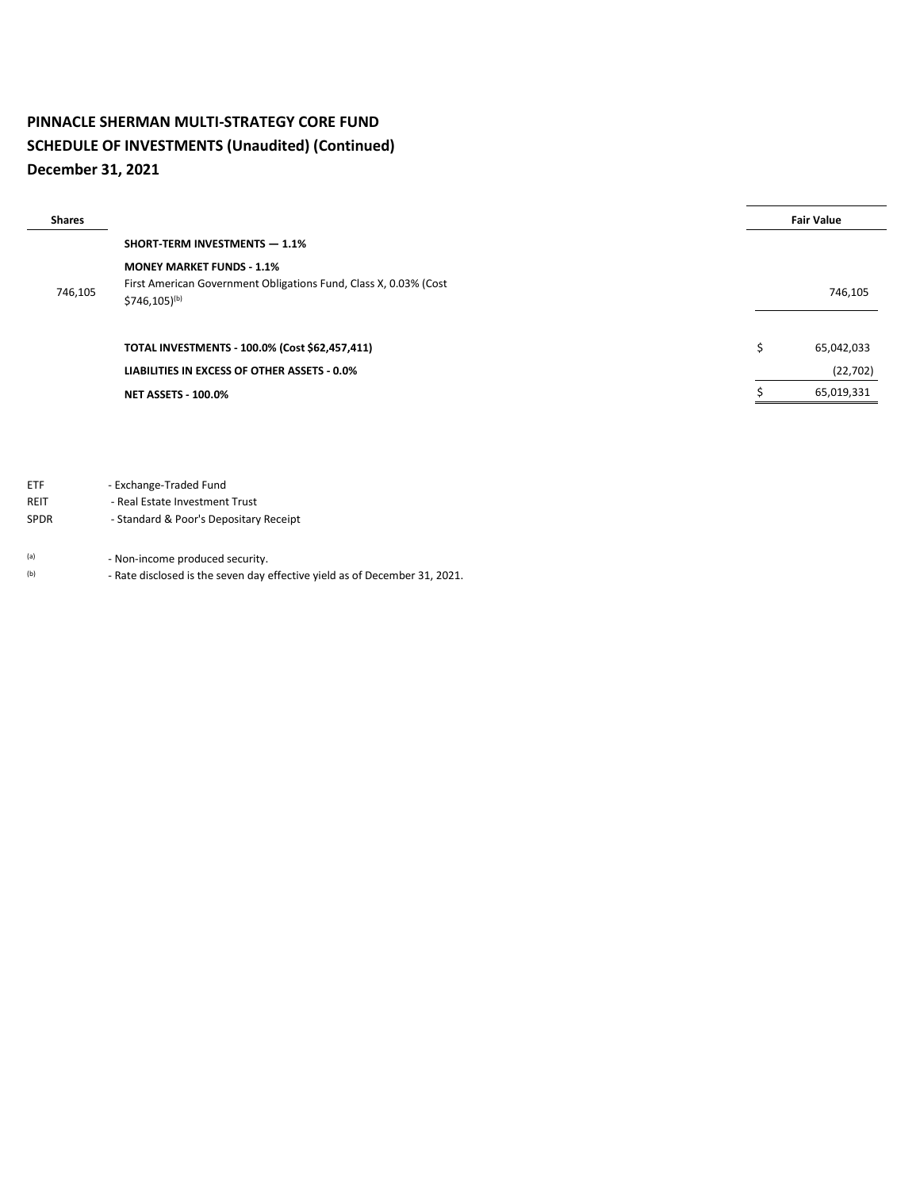**PINNACLE SHERMAN MULTI-STRATEGY CORE FUND**
**SCHEDULE OF INVESTMENTS (Unaudited) (Continued)**
**December 31, 2021**

| Shares | | Fair Value |
|---|---|---|
| | **SHORT-TERM INVESTMENTS — 1.1%** | |
| | **MONEY MARKET FUNDS - 1.1%** | |
| 746,105 | First American Government Obligations Fund, Class X, 0.03% (Cost $746,105)[b] | 746,105 |
| | | |
| | **TOTAL INVESTMENTS - 100.0% (Cost $62,457,411)** | $ 65,042,033 |
| | **LIABILITIES IN EXCESS OF OTHER ASSETS - 0.0%** | (22,702) |
| | **NET ASSETS - 100.0%** | $ 65,019,331 |

ETF - Exchange-Traded Fund
REIT - Real Estate Investment Trust
SPDR - Standard & Poor's Depositary Receipt

[a] - Non-income produced security.
[b] - Rate disclosed is the seven day effective yield as of December 31, 2021.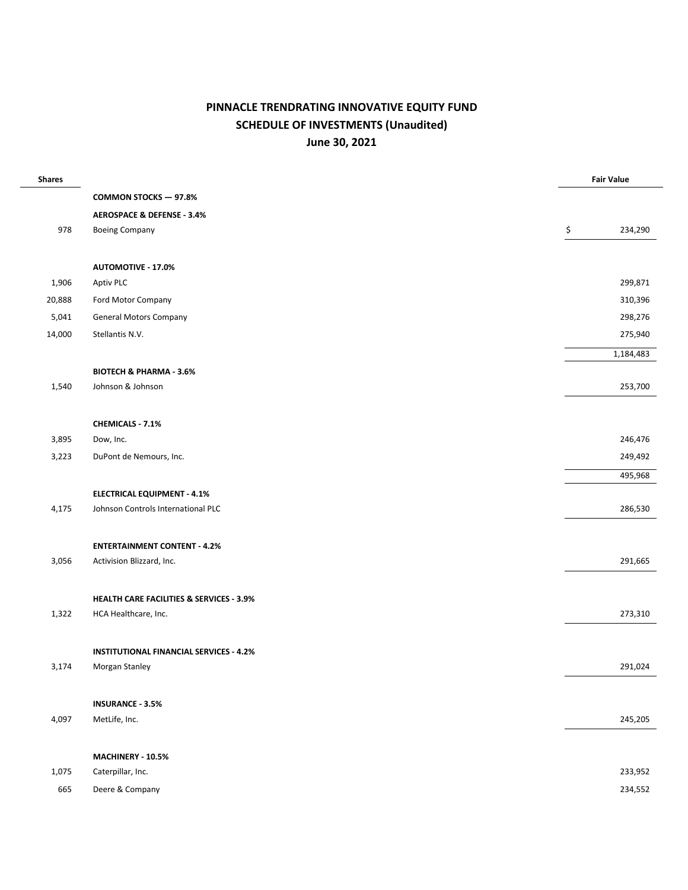# PINNACLE TRENDRATING INNOVATIVE EQUITY FUND
## SCHEDULE OF INVESTMENTS (Unaudited)
## June 30, 2021

| Shares | | Fair Value |
|---|---|---|
| | **COMMON STOCKS — 97.8%** | |
| | **AEROSPACE & DEFENSE - 3.4%** | |
| 978 | Boeing Company | $ 234,290 |
| | | |
| | **AUTOMOTIVE - 17.0%** | |
| 1,906 | Aptiv PLC | 299,871 |
| 20,888 | Ford Motor Company | 310,396 |
| 5,041 | General Motors Company | 298,276 |
| 14,000 | Stellantis N.V. | 275,940 |
| | | 1,184,483 |
| | **BIOTECH & PHARMA - 3.6%** | |
| 1,540 | Johnson & Johnson | 253,700 |
| | | |
| | **CHEMICALS - 7.1%** | |
| 3,895 | Dow, Inc. | 246,476 |
| 3,223 | DuPont de Nemours, Inc. | 249,492 |
| | | 495,968 |
| | **ELECTRICAL EQUIPMENT - 4.1%** | |
| 4,175 | Johnson Controls International PLC | 286,530 |
| | | |
| | **ENTERTAINMENT CONTENT - 4.2%** | |
| 3,056 | Activision Blizzard, Inc. | 291,665 |
| | | |
| | **HEALTH CARE FACILITIES & SERVICES - 3.9%** | |
| 1,322 | HCA Healthcare, Inc. | 273,310 |
| | | |
| | **INSTITUTIONAL FINANCIAL SERVICES - 4.2%** | |
| 3,174 | Morgan Stanley | 291,024 |
| | | |
| | **INSURANCE - 3.5%** | |
| 4,097 | MetLife, Inc. | 245,205 |
| | | |
| | **MACHINERY - 10.5%** | |
| 1,075 | Caterpillar, Inc. | 233,952 |
| 665 | Deere & Company | 234,552 |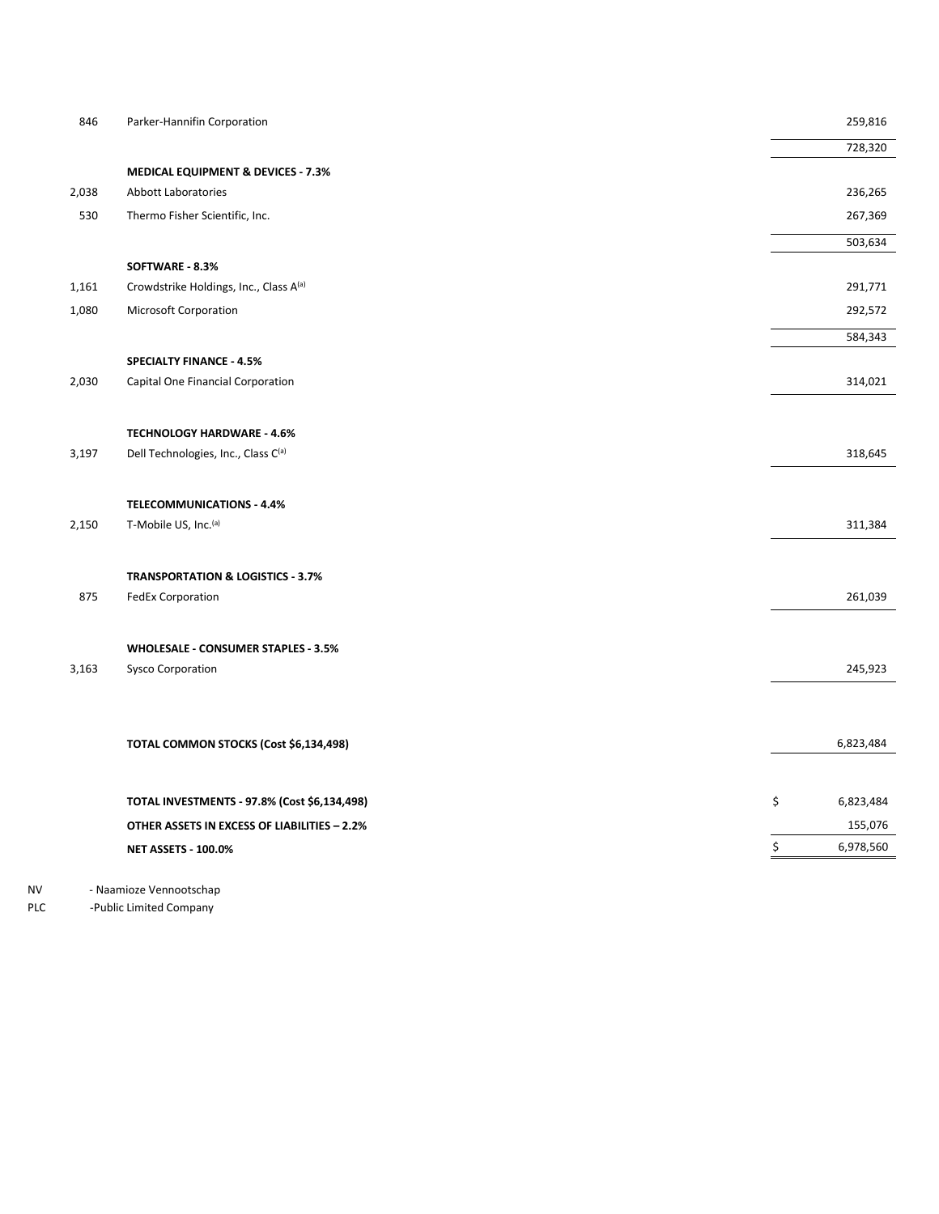| Shares | Description | | Fair Value |
|---|---|---|---|
| 846 | Parker-Hannifin Corporation | | 259,816 |
| | | | 728,320 |
| | **MEDICAL EQUIPMENT & DEVICES - 7.3%** | | |
| 2,038 | Abbott Laboratories | | 236,265 |
| 530 | Thermo Fisher Scientific, Inc. | | 267,369 |
| | | | 503,634 |
| | **SOFTWARE - 8.3%** | | |
| 1,161 | Crowdstrike Holdings, Inc., Class A[(a)] | | 291,771 |
| 1,080 | Microsoft Corporation | | 292,572 |
| | | | 584,343 |
| | **SPECIALTY FINANCE - 4.5%** | | |
| 2,030 | Capital One Financial Corporation | | 314,021 |
| | **TECHNOLOGY HARDWARE - 4.6%** | | |
| 3,197 | Dell Technologies, Inc., Class C[(a)] | | 318,645 |
| | **TELECOMMUNICATIONS - 4.4%** | | |
| 2,150 | T-Mobile US, Inc.[(a)] | | 311,384 |
| | **TRANSPORTATION & LOGISTICS - 3.7%** | | |
| 875 | FedEx Corporation | | 261,039 |
| | **WHOLESALE - CONSUMER STAPLES - 3.5%** | | |
| 3,163 | Sysco Corporation | | 245,923 |
| | **TOTAL COMMON STOCKS (Cost $6,134,498)** | | 6,823,484 |
| | **TOTAL INVESTMENTS - 97.8% (Cost $6,134,498)** | $ | 6,823,484 |
| | **OTHER ASSETS IN EXCESS OF LIABILITIES – 2.2%** | | 155,076 |
| | **NET ASSETS - 100.0%** | $ | 6,978,560 |

NV - Naamioze Vennootschap

PLC -Public Limited Company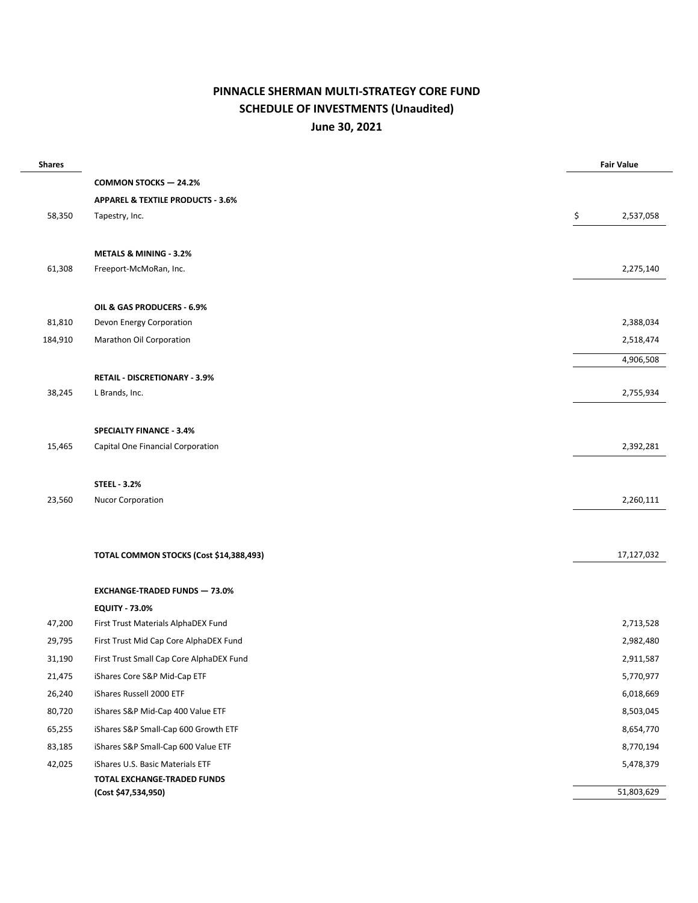# PINNACLE SHERMAN MULTI-STRATEGY CORE FUND
## SCHEDULE OF INVESTMENTS (Unaudited)
## June 30, 2021

| Shares | | Fair Value |
|---|---|---|
| | **COMMON STOCKS — 24.2%** | |
| | **APPAREL & TEXTILE PRODUCTS - 3.6%** | |
| 58,350 | Tapestry, Inc. | $ 2,537,058 |
| | | |
| | **METALS & MINING - 3.2%** | |
| 61,308 | Freeport-McMoRan, Inc. | 2,275,140 |
| | | |
| | **OIL & GAS PRODUCERS - 6.9%** | |
| 81,810 | Devon Energy Corporation | 2,388,034 |
| 184,910 | Marathon Oil Corporation | 2,518,474 |
| | | 4,906,508 |
| | **RETAIL - DISCRETIONARY - 3.9%** | |
| 38,245 | L Brands, Inc. | 2,755,934 |
| | | |
| | **SPECIALTY FINANCE - 3.4%** | |
| 15,465 | Capital One Financial Corporation | 2,392,281 |
| | | |
| | **STEEL - 3.2%** | |
| 23,560 | Nucor Corporation | 2,260,111 |
| | | |
| | **TOTAL COMMON STOCKS (Cost $14,388,493)** | 17,127,032 |
| | | |
| | **EXCHANGE-TRADED FUNDS — 73.0%** | |
| | **EQUITY - 73.0%** | |
| 47,200 | First Trust Materials AlphaDEX Fund | 2,713,528 |
| 29,795 | First Trust Mid Cap Core AlphaDEX Fund | 2,982,480 |
| 31,190 | First Trust Small Cap Core AlphaDEX Fund | 2,911,587 |
| 21,475 | iShares Core S&P Mid-Cap ETF | 5,770,977 |
| 26,240 | iShares Russell 2000 ETF | 6,018,669 |
| 80,720 | iShares S&P Mid-Cap 400 Value ETF | 8,503,045 |
| 65,255 | iShares S&P Small-Cap 600 Growth ETF | 8,654,770 |
| 83,185 | iShares S&P Small-Cap 600 Value ETF | 8,770,194 |
| 42,025 | iShares U.S. Basic Materials ETF | 5,478,379 |
| | **TOTAL EXCHANGE-TRADED FUNDS (Cost $47,534,950)** | 51,803,629 |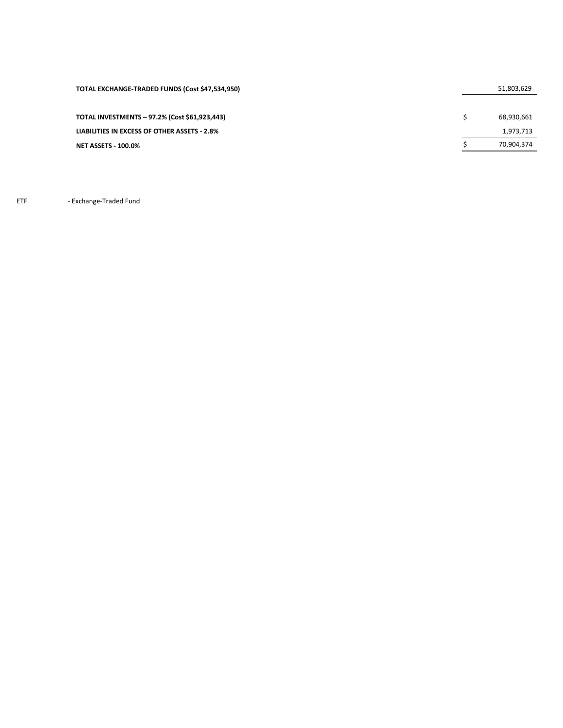| | | |
|---|---|---|
| **TOTAL EXCHANGE-TRADED FUNDS (Cost $47,534,950)** | | 51,803,629 |
| | | |
| **TOTAL INVESTMENTS – 97.2% (Cost $61,923,443)** | $ | 68,930,661 |
| **LIABILITIES IN EXCESS OF OTHER ASSETS - 2.8%** | | 1,973,713 |
| **NET ASSETS - 100.0%** | $ | 70,904,374 |

ETF - Exchange-Traded Fund